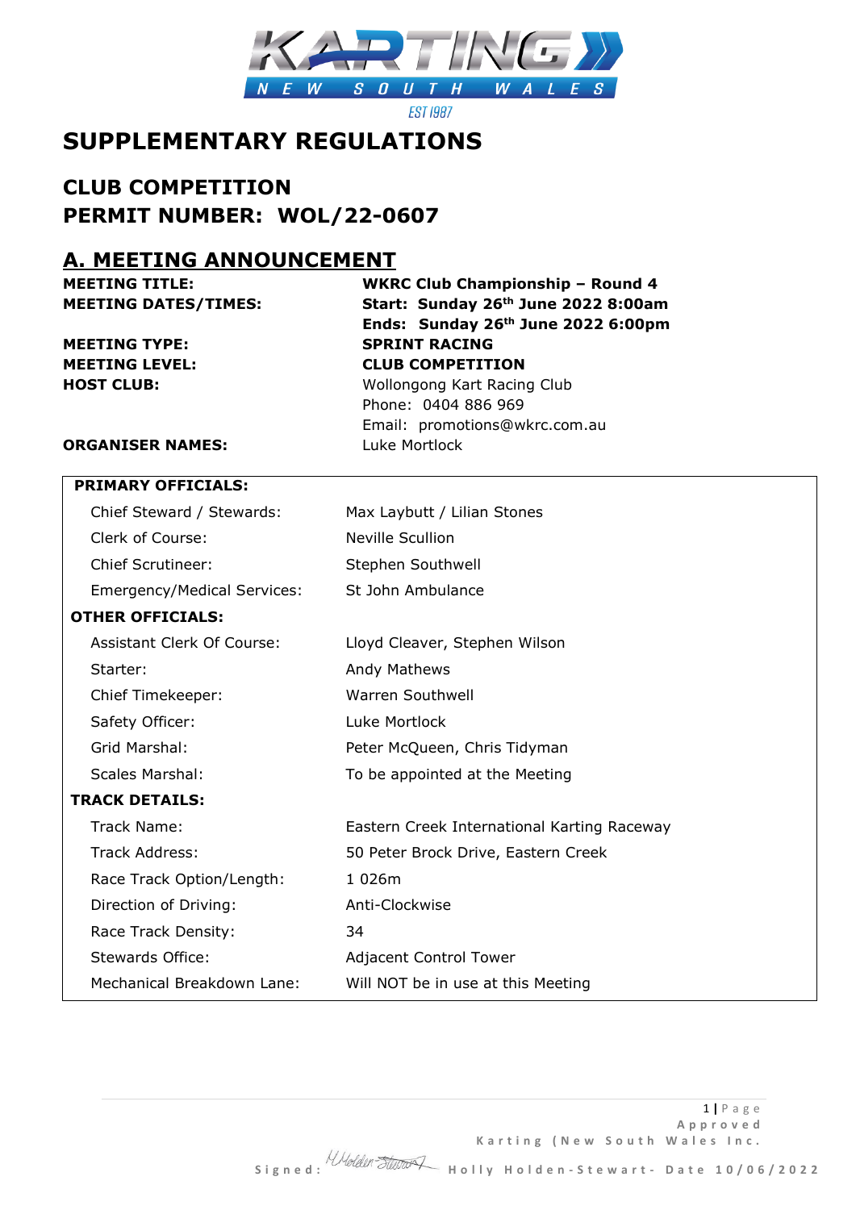# SUPPLEMENTARY REGULATIONS

## CLUB COMPETITION
## PERMIT NUMBER: WOL/22-0607

## A. MEETING ANNOUNCEMENT

| | |
|---|---|
| **MEETING TITLE:** | **WKRC Club Championship – Round 4** |
| **MEETING DATES/TIMES:** | **Start: Sunday 26th June 2022 8:00am** |
| | **Ends: Sunday 26th June 2022 6:00pm** |
| **MEETING TYPE:** | **SPRINT RACING** |
| **MEETING LEVEL:** | **CLUB COMPETITION** |
| **HOST CLUB:** | Wollongong Kart Racing Club |
| | Phone: 0404 886 969 |
| | Email: promotions@wkrc.com.au |
| **ORGANISER NAMES:** | Luke Mortlock |

| **PRIMARY OFFICIALS:** | |
|---|---|
| Chief Steward / Stewards: | Max Laybutt / Lilian Stones |
| Clerk of Course: | Neville Scullion |
| Chief Scrutineer: | Stephen Southwell |
| Emergency/Medical Services: | St John Ambulance |
| **OTHER OFFICIALS:** | |
| Assistant Clerk Of Course: | Lloyd Cleaver, Stephen Wilson |
| Starter: | Andy Mathews |
| Chief Timekeeper: | Warren Southwell |
| Safety Officer: | Luke Mortlock |
| Grid Marshal: | Peter McQueen, Chris Tidyman |
| Scales Marshal: | To be appointed at the Meeting |
| **TRACK DETAILS:** | |
| Track Name: | Eastern Creek International Karting Raceway |
| Track Address: | 50 Peter Brock Drive, Eastern Creek |
| Race Track Option/Length: | 1 026m |
| Direction of Driving: | Anti-Clockwise |
| Race Track Density: | 34 |
| Stewards Office: | Adjacent Control Tower |
| Mechanical Breakdown Lane: | Will NOT be in use at this Meeting |

Approved Karting (New South Wales Inc.

Signed: Holly Holden-Stewart - Date 10/06/2022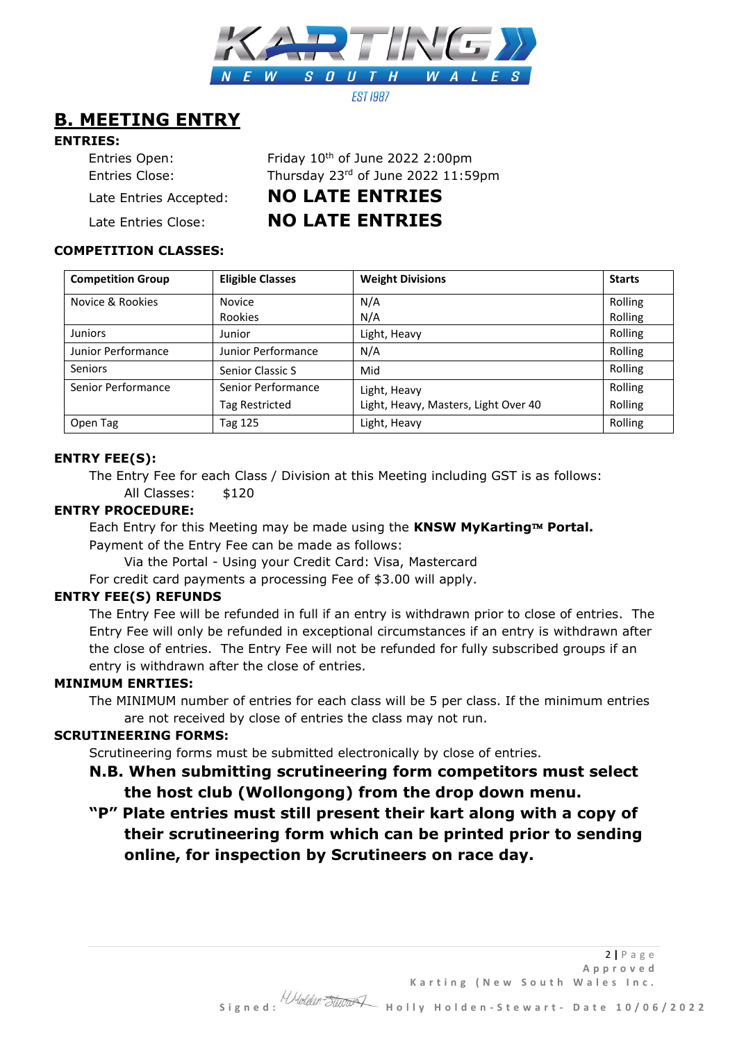# B. MEETING ENTRY

**ENTRIES:**

| | |
|---|---|
| Entries Open: | Friday 10th of June 2022 2:00pm |
| Entries Close: | Thursday 23rd of June 2022 11:59pm |
| Late Entries Accepted: | **NO LATE ENTRIES** |
| Late Entries Close: | **NO LATE ENTRIES** |

**COMPETITION CLASSES:**

| Competition Group | Eligible Classes | Weight Divisions | Starts |
|---|---|---|---|
| Novice & Rookies | Novice<br>Rookies | N/A<br>N/A | Rolling<br>Rolling |
| Juniors | Junior | Light, Heavy | Rolling |
| Junior Performance | Junior Performance | N/A | Rolling |
| Seniors | Senior Classic S | Mid | Rolling |
| Senior Performance | Senior Performance<br>Tag Restricted | Light, Heavy<br>Light, Heavy, Masters, Light Over 40 | Rolling<br>Rolling |
| Open Tag | Tag 125 | Light, Heavy | Rolling |

**ENTRY FEE(S):**

The Entry Fee for each Class / Division at this Meeting including GST is as follows:

All Classes: $120

**ENTRY PROCEDURE:**

Each Entry for this Meeting may be made using the **KNSW MyKarting™ Portal.**

Payment of the Entry Fee can be made as follows:

Via the Portal - Using your Credit Card: Visa, Mastercard

For credit card payments a processing Fee of $3.00 will apply.

**ENTRY FEE(S) REFUNDS**

The Entry Fee will be refunded in full if an entry is withdrawn prior to close of entries. The Entry Fee will only be refunded in exceptional circumstances if an entry is withdrawn after the close of entries. The Entry Fee will not be refunded for fully subscribed groups if an entry is withdrawn after the close of entries.

**MINIMUM ENRTIES:**

The MINIMUM number of entries for each class will be 5 per class. If the minimum entries are not received by close of entries the class may not run.

**SCRUTINEERING FORMS:**

Scrutineering forms must be submitted electronically by close of entries.

**N.B. When submitting scrutineering form competitors must select the host club (Wollongong) from the drop down menu.**

**"P" Plate entries must still present their kart along with a copy of their scrutineering form which can be printed prior to sending online, for inspection by Scrutineers on race day.**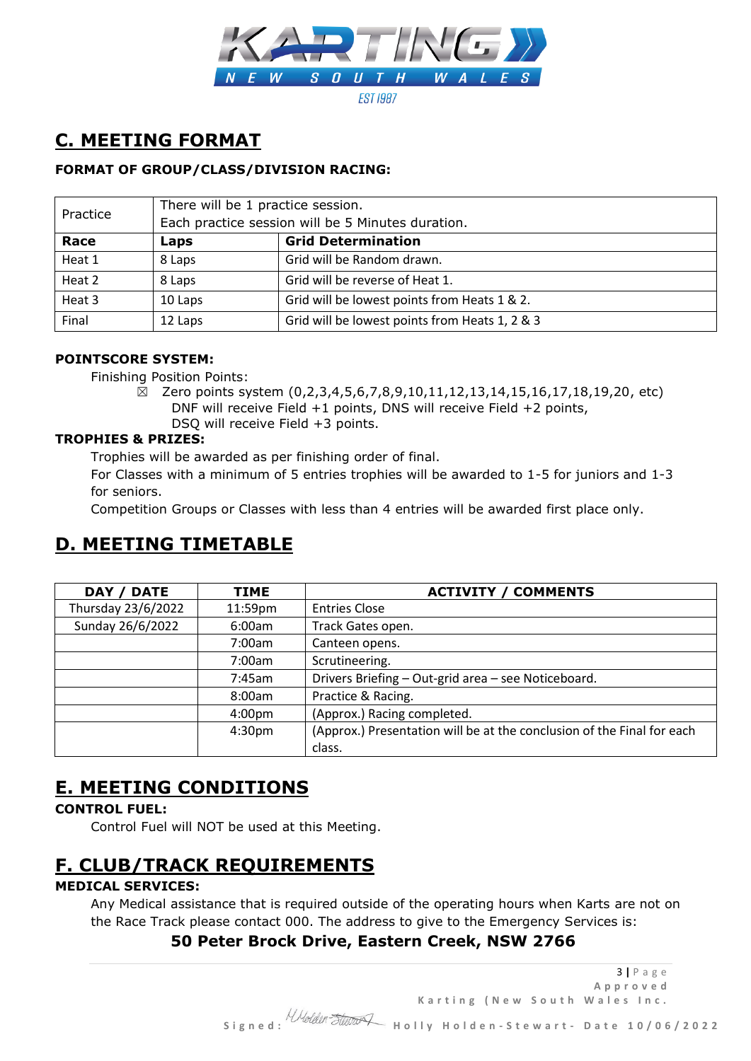## C. MEETING FORMAT

**FORMAT OF GROUP/CLASS/DIVISION RACING:**

| Practice | There will be 1 practice session. Each practice session will be 5 Minutes duration. | |
|---|---|---|
| **Race** | **Laps** | **Grid Determination** |
| Heat 1 | 8 Laps | Grid will be Random drawn. |
| Heat 2 | 8 Laps | Grid will be reverse of Heat 1. |
| Heat 3 | 10 Laps | Grid will be lowest points from Heats 1 & 2. |
| Final | 12 Laps | Grid will be lowest points from Heats 1, 2 & 3 |

**POINTSCORE SYSTEM:**

Finishing Position Points:

☒ Zero points system (0,2,3,4,5,6,7,8,9,10,11,12,13,14,15,16,17,18,19,20, etc)
DNF will receive Field +1 points, DNS will receive Field +2 points,
DSQ will receive Field +3 points.

**TROPHIES & PRIZES:**

Trophies will be awarded as per finishing order of final.

For Classes with a minimum of 5 entries trophies will be awarded to 1-5 for juniors and 1-3 for seniors.

Competition Groups or Classes with less than 4 entries will be awarded first place only.

## D. MEETING TIMETABLE

| DAY / DATE | TIME | ACTIVITY / COMMENTS |
|---|---|---|
| Thursday 23/6/2022 | 11:59pm | Entries Close |
| Sunday 26/6/2022 | 6:00am | Track Gates open. |
| | 7:00am | Canteen opens. |
| | 7:00am | Scrutineering. |
| | 7:45am | Drivers Briefing – Out-grid area – see Noticeboard. |
| | 8:00am | Practice & Racing. |
| | 4:00pm | (Approx.) Racing completed. |
| | 4:30pm | (Approx.) Presentation will be at the conclusion of the Final for each class. |

## E. MEETING CONDITIONS

**CONTROL FUEL:**

Control Fuel will NOT be used at this Meeting.

## F. CLUB/TRACK REQUIREMENTS

**MEDICAL SERVICES:**

Any Medical assistance that is required outside of the operating hours when Karts are not on the Race Track please contact 000. The address to give to the Emergency Services is:

**50 Peter Brock Drive, Eastern Creek, NSW 2766**

Approved Karting (New South Wales Inc.

Signed: Holly Holden-Stewart- Date 10/06/2022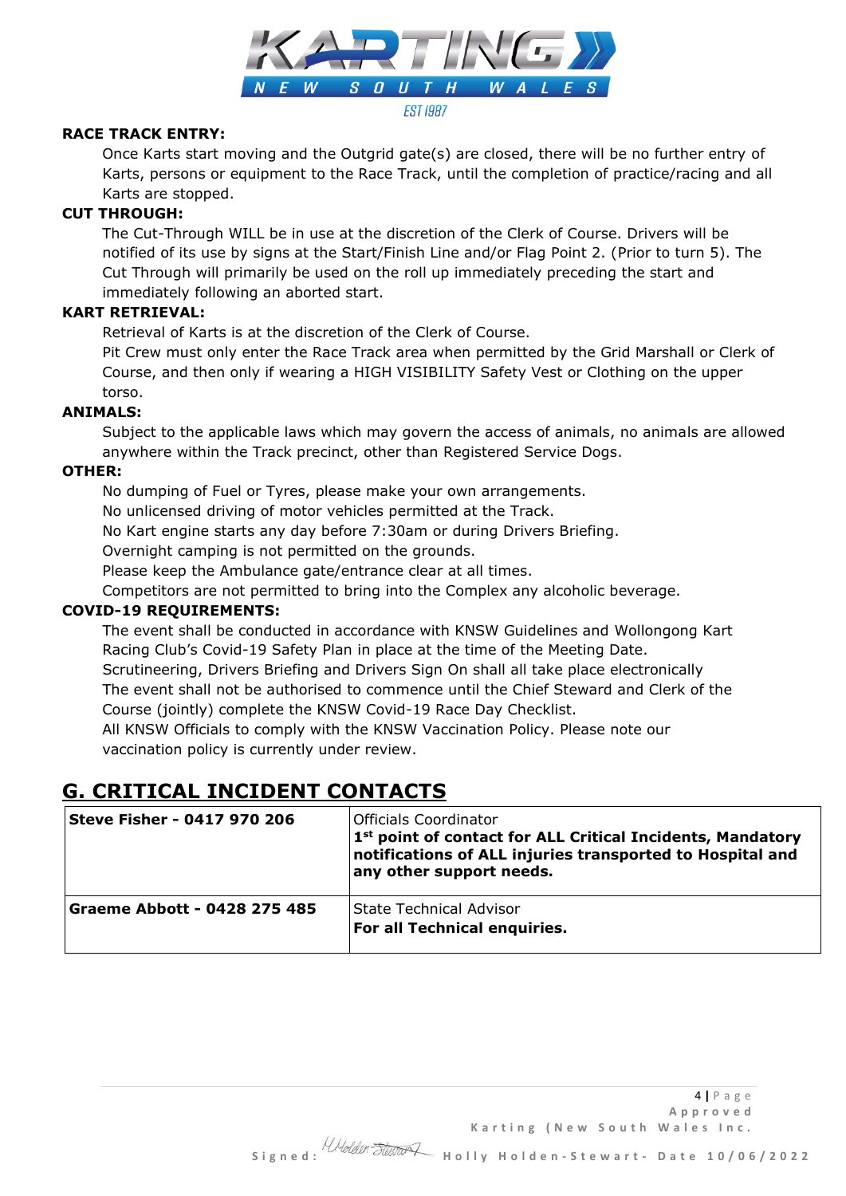**RACE TRACK ENTRY:**

Once Karts start moving and the Outgrid gate(s) are closed, there will be no further entry of Karts, persons or equipment to the Race Track, until the completion of practice/racing and all Karts are stopped.

**CUT THROUGH:**

The Cut-Through WILL be in use at the discretion of the Clerk of Course. Drivers will be notified of its use by signs at the Start/Finish Line and/or Flag Point 2. (Prior to turn 5). The Cut Through will primarily be used on the roll up immediately preceding the start and immediately following an aborted start.

**KART RETRIEVAL:**

Retrieval of Karts is at the discretion of the Clerk of Course.

Pit Crew must only enter the Race Track area when permitted by the Grid Marshall or Clerk of Course, and then only if wearing a HIGH VISIBILITY Safety Vest or Clothing on the upper torso.

**ANIMALS:**

Subject to the applicable laws which may govern the access of animals, no animals are allowed anywhere within the Track precinct, other than Registered Service Dogs.

**OTHER:**

No dumping of Fuel or Tyres, please make your own arrangements.

No unlicensed driving of motor vehicles permitted at the Track.

No Kart engine starts any day before 7:30am or during Drivers Briefing.

Overnight camping is not permitted on the grounds.

Please keep the Ambulance gate/entrance clear at all times.

Competitors are not permitted to bring into the Complex any alcoholic beverage.

**COVID-19 REQUIREMENTS:**

The event shall be conducted in accordance with KNSW Guidelines and Wollongong Kart Racing Club's Covid-19 Safety Plan in place at the time of the Meeting Date.

Scrutineering, Drivers Briefing and Drivers Sign On shall all take place electronically

The event shall not be authorised to commence until the Chief Steward and Clerk of the Course (jointly) complete the KNSW Covid-19 Race Day Checklist.

All KNSW Officials to comply with the KNSW Vaccination Policy. Please note our vaccination policy is currently under review.

## G. CRITICAL INCIDENT CONTACTS

| | |
|---|---|
| **Steve Fisher - 0417 970 206** | Officials Coordinator<br>**1st point of contact for ALL Critical Incidents, Mandatory notifications of ALL injuries transported to Hospital and any other support needs.** |
| **Graeme Abbott - 0428 275 485** | State Technical Advisor<br>**For all Technical enquiries.** |

Approved Karting (New South Wales Inc.

Signed: Holly Holden-Stewart - Date 10/06/2022